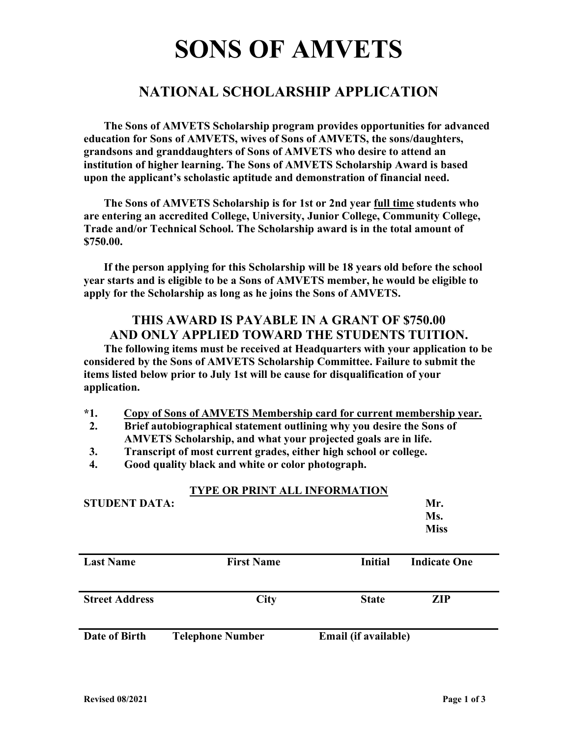# SONS OF AMVETS

## NATIONAL SCHOLARSHIP APPLICATION

**The Sons of AMVETS Scholarship program provides opportunities for advanced education for Sons of AMVETS, wives of Sons of AMVETS, the sons/daughters, grandsons and granddaughters of Sons of AMVETS who desire to attend an institution of higher learning. The Sons of AMVETS Scholarship Award is based upon the applicant's scholastic aptitude and demonstration of financial need.**

**The Sons of AMVETS Scholarship is for 1st or 2nd year <u>full time</u> students who are entering an accredited College, University, Junior College, Community College, Trade and/or Technical School. The Scholarship award is in the total amount of $750.00.**

**If the person applying for this Scholarship will be 18 years old before the school year starts and is eligible to be a Sons of AMVETS member, he would be eligible to apply for the Scholarship as long as he joins the Sons of AMVETS.**

### THIS AWARD IS PAYABLE IN A GRANT OF $750.00 AND ONLY APPLIED TOWARD THE STUDENTS TUITION.

**The following items must be received at Headquarters with your application to be considered by the Sons of AMVETS Scholarship Committee. Failure to submit the items listed below prior to July 1st will be cause for disqualification of your application.**

- ***1. <u>Copy of Sons of AMVETS Membership card for current membership year.</u>**
- **2. Brief autobiographical statement outlining why you desire the Sons of AMVETS Scholarship, and what your projected goals are in life.**
- **3. Transcript of most current grades, either high school or college.**
- **4. Good quality black and white or color photograph.**

**<u>TYPE OR PRINT ALL INFORMATION</u>**

**STUDENT DATA:**

**Mr.**
**Ms.**
**Miss**

| Last Name | First Name | Initial | Indicate One |
|---|---|---|---|
| | | | |

| Street Address | City | State | ZIP |
|---|---|---|---|
| | | | |

| Date of Birth | Telephone Number | Email (if available) |
|---|---|---|
| | | |

Revised 08/2021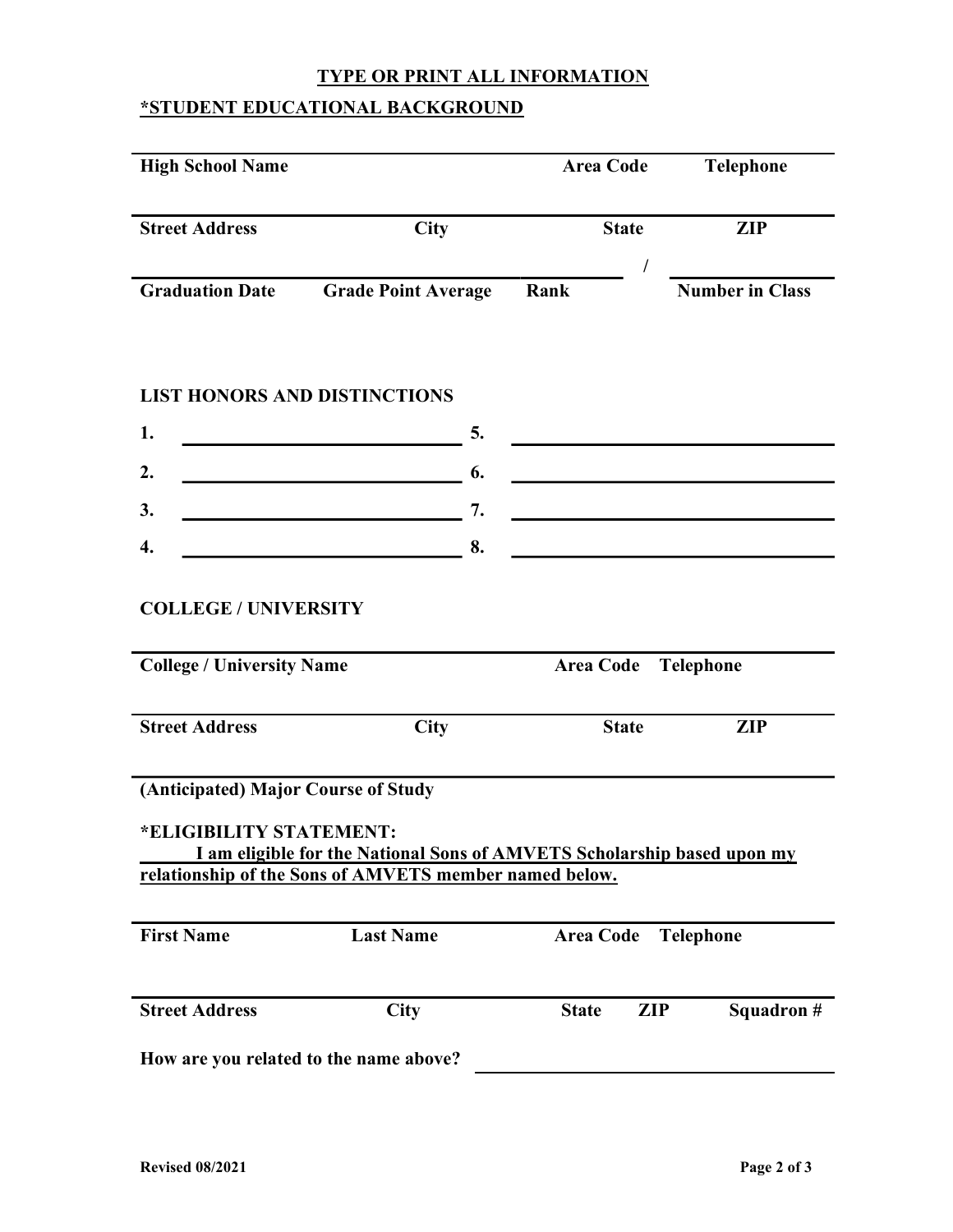**TYPE OR PRINT ALL INFORMATION**

**\*STUDENT EDUCATIONAL BACKGROUND**

| High School Name | | Area Code | Telephone |
|---|---|---|---|

| Street Address | City | State | ZIP |
|---|---|---|---|

| Graduation Date | Grade Point Average | Rank / | Number in Class |
|---|---|---|---|

**LIST HONORS AND DISTINCTIONS**

1. ______________________ 5. ______________________
2. ______________________ 6. ______________________
3. ______________________ 7. ______________________
4. ______________________ 8. ______________________

**COLLEGE / UNIVERSITY**

| College / University Name | | Area Code | Telephone |
|---|---|---|---|

| Street Address | City | State | ZIP |
|---|---|---|---|

**(Anticipated) Major Course of Study**

**\*ELIGIBILITY STATEMENT:**
**I am eligible for the National Sons of AMVETS Scholarship based upon my relationship of the Sons of AMVETS member named below.**

| First Name | Last Name | Area Code | Telephone |
|---|---|---|---|

| Street Address | City | State | ZIP | Squadron # |
|---|---|---|---|---|

**How are you related to the name above?** ______________________

**Revised 08/2021**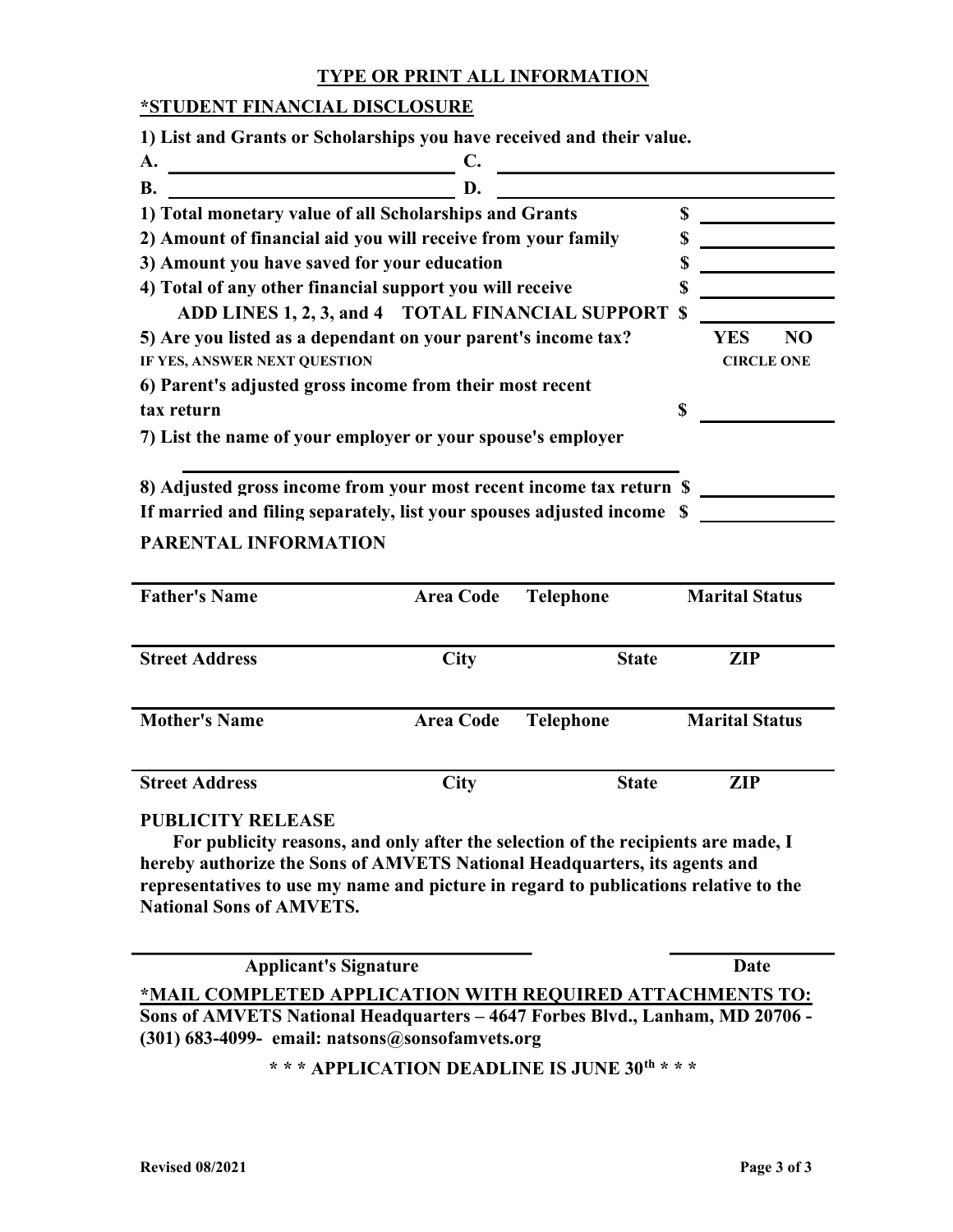**TYPE OR PRINT ALL INFORMATION**

**\*STUDENT FINANCIAL DISCLOSURE**

**1) List and Grants or Scholarships you have received and their value.**

**A.** ______________________ **C.** ______________________

**B.** ______________________ **D.** ______________________

**1) Total monetary value of all Scholarships and Grants** $ __________

**2) Amount of financial aid you will receive from your family** $ __________

**3) Amount you have saved for your education** $ __________

**4) Total of any other financial support you will receive** $ __________

**ADD LINES 1, 2, 3, and 4 TOTAL FINANCIAL SUPPORT** $ __________

**5) Are you listed as a dependant on your parent's income tax?** **YES NO**

**IF YES, ANSWER NEXT QUESTION** **CIRCLE ONE**

**6) Parent's adjusted gross income from their most recent tax return** $ __________

**7) List the name of your employer or your spouse's employer**

______________________________________________

**8) Adjusted gross income from your most recent income tax return** $ __________

**If married and filing separately, list your spouses adjusted income** $ __________

**PARENTAL INFORMATION**

| Father's Name | Area Code | Telephone | Marital Status |
|---|---|---|---|
| **Street Address** | **City** | **State** | **ZIP** |
| **Mother's Name** | **Area Code** | **Telephone** | **Marital Status** |
| **Street Address** | **City** | **State** | **ZIP** |

**PUBLICITY RELEASE**

**For publicity reasons, and only after the selection of the recipients are made, I hereby authorize the Sons of AMVETS National Headquarters, its agents and representatives to use my name and picture in regard to publications relative to the National Sons of AMVETS.**

______________________________ ______________

**Applicant's Signature** **Date**

**\*MAIL COMPLETED APPLICATION WITH REQUIRED ATTACHMENTS TO:**

**Sons of AMVETS National Headquarters – 4647 Forbes Blvd., Lanham, MD 20706 - (301) 683-4099- email: natsons@sonsofamvets.org**

**\* \* \* APPLICATION DEADLINE IS JUNE 30th \* \* \***

**Revised 08/2021**